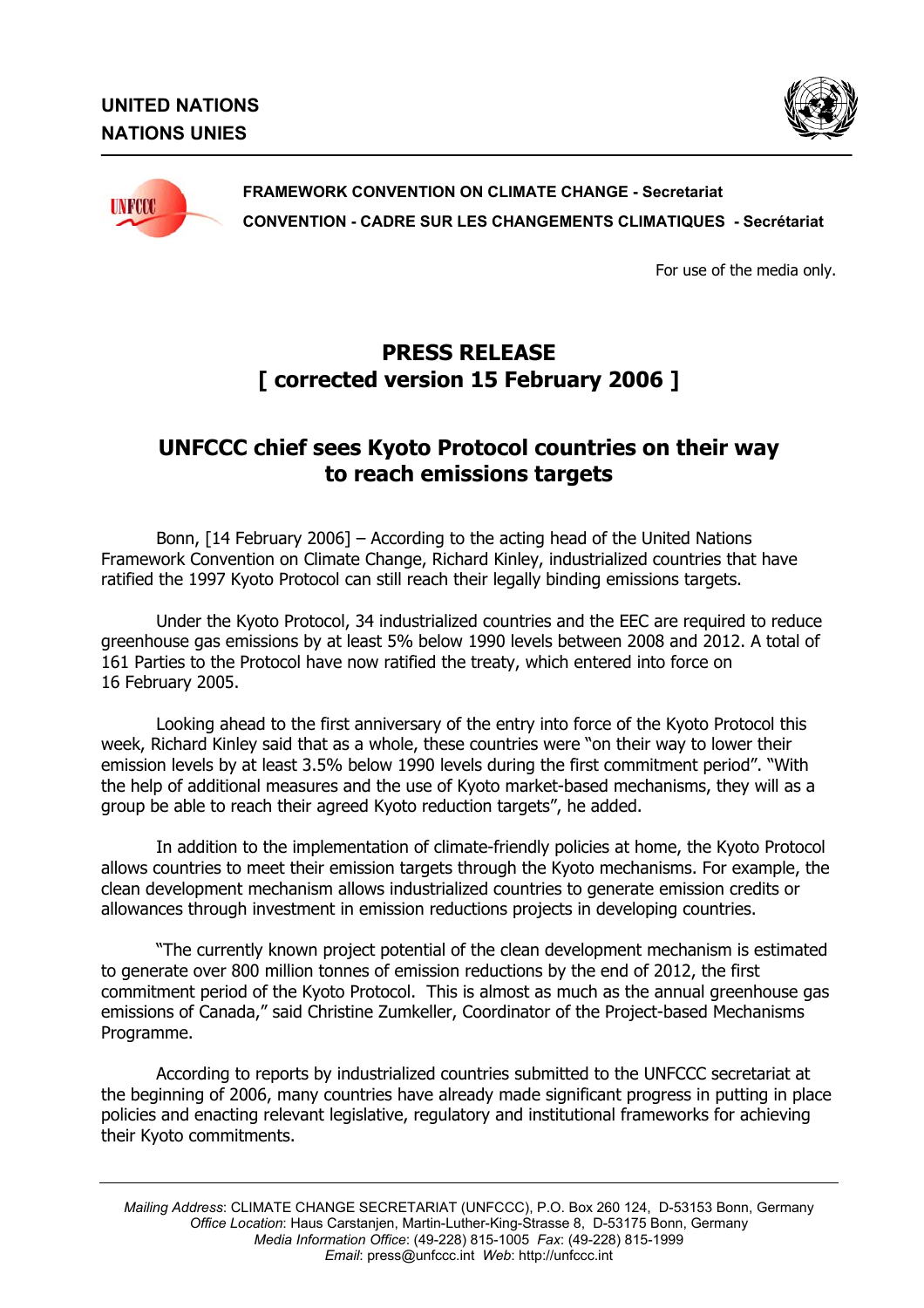**UNITED NATIONS**
**NATIONS UNIES**

**FRAMEWORK CONVENTION ON CLIMATE CHANGE - Secretariat**
**CONVENTION - CADRE SUR LES CHANGEMENTS CLIMATIQUES - Secrétariat**

For use of the media only.

# PRESS RELEASE
# [ corrected version 15 February 2006 ]

## UNFCCC chief sees Kyoto Protocol countries on their way to reach emissions targets

Bonn, [14 February 2006] – According to the acting head of the United Nations Framework Convention on Climate Change, Richard Kinley, industrialized countries that have ratified the 1997 Kyoto Protocol can still reach their legally binding emissions targets.

Under the Kyoto Protocol, 34 industrialized countries and the EEC are required to reduce greenhouse gas emissions by at least 5% below 1990 levels between 2008 and 2012. A total of 161 Parties to the Protocol have now ratified the treaty, which entered into force on 16 February 2005.

Looking ahead to the first anniversary of the entry into force of the Kyoto Protocol this week, Richard Kinley said that as a whole, these countries were "on their way to lower their emission levels by at least 3.5% below 1990 levels during the first commitment period". "With the help of additional measures and the use of Kyoto market-based mechanisms, they will as a group be able to reach their agreed Kyoto reduction targets", he added.

In addition to the implementation of climate-friendly policies at home, the Kyoto Protocol allows countries to meet their emission targets through the Kyoto mechanisms. For example, the clean development mechanism allows industrialized countries to generate emission credits or allowances through investment in emission reductions projects in developing countries.

"The currently known project potential of the clean development mechanism is estimated to generate over 800 million tonnes of emission reductions by the end of 2012, the first commitment period of the Kyoto Protocol. This is almost as much as the annual greenhouse gas emissions of Canada," said Christine Zumkeller, Coordinator of the Project-based Mechanisms Programme.

According to reports by industrialized countries submitted to the UNFCCC secretariat at the beginning of 2006, many countries have already made significant progress in putting in place policies and enacting relevant legislative, regulatory and institutional frameworks for achieving their Kyoto commitments.

*Mailing Address*: CLIMATE CHANGE SECRETARIAT (UNFCCC), P.O. Box 260 124, D-53153 Bonn, Germany
*Office Location*: Haus Carstanjen, Martin-Luther-King-Strasse 8, D-53175 Bonn, Germany
*Media Information Office*: (49-228) 815-1005 *Fax*: (49-228) 815-1999
*Email*: press@unfccc.int *Web*: http://unfccc.int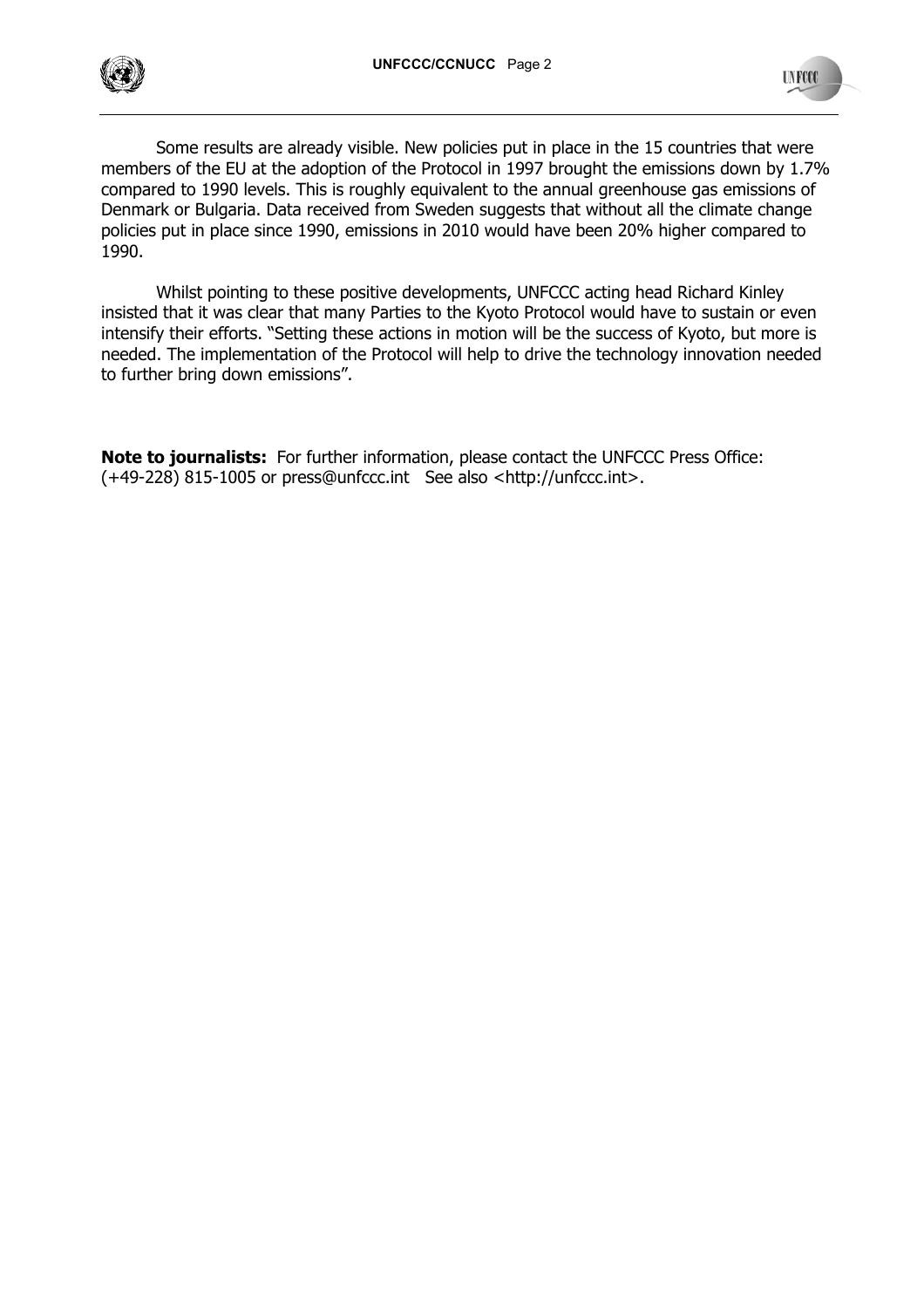Some results are already visible. New policies put in place in the 15 countries that were members of the EU at the adoption of the Protocol in 1997 brought the emissions down by 1.7% compared to 1990 levels. This is roughly equivalent to the annual greenhouse gas emissions of Denmark or Bulgaria. Data received from Sweden suggests that without all the climate change policies put in place since 1990, emissions in 2010 would have been 20% higher compared to 1990.

Whilst pointing to these positive developments, UNFCCC acting head Richard Kinley insisted that it was clear that many Parties to the Kyoto Protocol would have to sustain or even intensify their efforts. "Setting these actions in motion will be the success of Kyoto, but more is needed. The implementation of the Protocol will help to drive the technology innovation needed to further bring down emissions".

**Note to journalists:** For further information, please contact the UNFCCC Press Office: (+49-228) 815-1005 or press@unfccc.int See also <http://unfccc.int>.